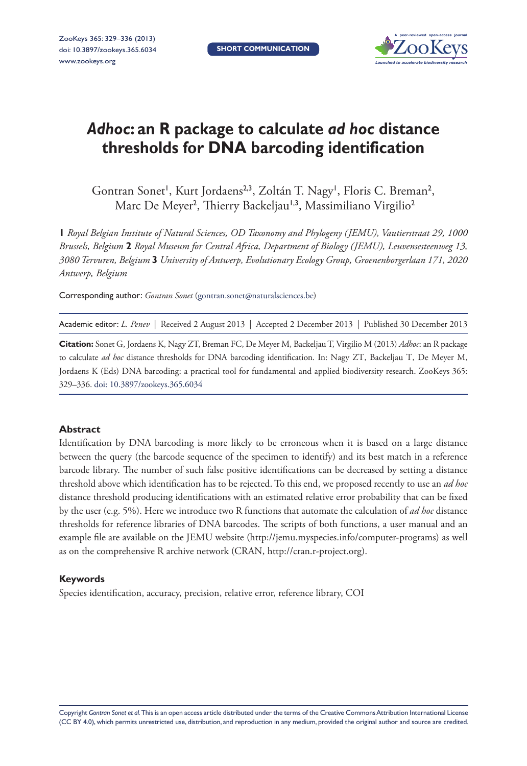SHORT COMMUNICATION

# *Adhoc*: an R package to calculate *ad hoc* distance thresholds for DNA barcoding identification

Gontran Sonet[1], Kurt Jordaens[2,3], Zoltán T. Nagy[1], Floris C. Breman[2], Marc De Meyer[2], Thierry Backeljau[1,3], Massimiliano Virgilio[2]

**1** *Royal Belgian Institute of Natural Sciences, OD Taxonomy and Phylogeny (JEMU), Vautierstraat 29, 1000 Brussels, Belgium* **2** *Royal Museum for Central Africa, Department of Biology (JEMU), Leuvensesteenweg 13, 3080 Tervuren, Belgium* **3** *University of Antwerp, Evolutionary Ecology Group, Groenenborgerlaan 171, 2020 Antwerp, Belgium*

Corresponding author: *Gontran Sonet* (gontran.sonet@naturalsciences.be)

Academic editor: *L. Penev* | Received 2 August 2013 | Accepted 2 December 2013 | Published 30 December 2013

**Citation:** Sonet G, Jordaens K, Nagy ZT, Breman FC, De Meyer M, Backeljau T, Virgilio M (2013) *Adhoc*: an R package to calculate *ad hoc* distance thresholds for DNA barcoding identification. In: Nagy ZT, Backeljau T, De Meyer M, Jordaens K (Eds) DNA barcoding: a practical tool for fundamental and applied biodiversity research. ZooKeys 365: 329–336. doi: 10.3897/zookeys.365.6034

## Abstract

Identification by DNA barcoding is more likely to be erroneous when it is based on a large distance between the query (the barcode sequence of the specimen to identify) and its best match in a reference barcode library. The number of such false positive identifications can be decreased by setting a distance threshold above which identification has to be rejected. To this end, we proposed recently to use an *ad hoc* distance threshold producing identifications with an estimated relative error probability that can be fixed by the user (e.g. 5%). Here we introduce two R functions that automate the calculation of *ad hoc* distance thresholds for reference libraries of DNA barcodes. The scripts of both functions, a user manual and an example file are available on the JEMU website (http://jemu.myspecies.info/computer-programs) as well as on the comprehensive R archive network (CRAN, http://cran.r-project.org).

## Keywords

Species identification, accuracy, precision, relative error, reference library, COI

Copyright *Gontran Sonet et al.* This is an open access article distributed under the terms of the Creative Commons Attribution International License (CC BY 4.0), which permits unrestricted use, distribution, and reproduction in any medium, provided the original author and source are credited.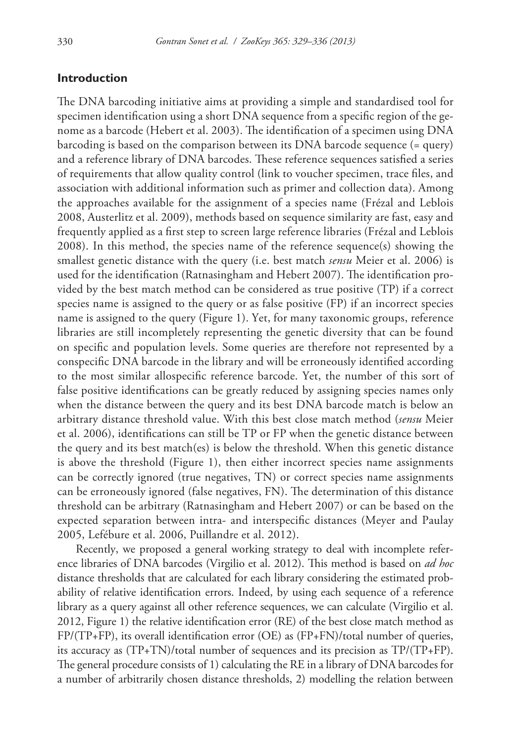## Introduction

The DNA barcoding initiative aims at providing a simple and standardised tool for specimen identification using a short DNA sequence from a specific region of the genome as a barcode (Hebert et al. 2003). The identification of a specimen using DNA barcoding is based on the comparison between its DNA barcode sequence (= query) and a reference library of DNA barcodes. These reference sequences satisfied a series of requirements that allow quality control (link to voucher specimen, trace files, and association with additional information such as primer and collection data). Among the approaches available for the assignment of a species name (Frézal and Leblois 2008, Austerlitz et al. 2009), methods based on sequence similarity are fast, easy and frequently applied as a first step to screen large reference libraries (Frézal and Leblois 2008). In this method, the species name of the reference sequence(s) showing the smallest genetic distance with the query (i.e. best match *sensu* Meier et al. 2006) is used for the identification (Ratnasingham and Hebert 2007). The identification provided by the best match method can be considered as true positive (TP) if a correct species name is assigned to the query or as false positive (FP) if an incorrect species name is assigned to the query (Figure 1). Yet, for many taxonomic groups, reference libraries are still incompletely representing the genetic diversity that can be found on specific and population levels. Some queries are therefore not represented by a conspecific DNA barcode in the library and will be erroneously identified according to the most similar allospecific reference barcode. Yet, the number of this sort of false positive identifications can be greatly reduced by assigning species names only when the distance between the query and its best DNA barcode match is below an arbitrary distance threshold value. With this best close match method (*sensu* Meier et al. 2006), identifications can still be TP or FP when the genetic distance between the query and its best match(es) is below the threshold. When this genetic distance is above the threshold (Figure 1), then either incorrect species name assignments can be correctly ignored (true negatives, TN) or correct species name assignments can be erroneously ignored (false negatives, FN). The determination of this distance threshold can be arbitrary (Ratnasingham and Hebert 2007) or can be based on the expected separation between intra- and interspecific distances (Meyer and Paulay 2005, Lefébure et al. 2006, Puillandre et al. 2012).

Recently, we proposed a general working strategy to deal with incomplete reference libraries of DNA barcodes (Virgilio et al. 2012). This method is based on *ad hoc* distance thresholds that are calculated for each library considering the estimated probability of relative identification errors. Indeed, by using each sequence of a reference library as a query against all other reference sequences, we can calculate (Virgilio et al. 2012, Figure 1) the relative identification error (RE) of the best close match method as FP/(TP+FP), its overall identification error (OE) as (FP+FN)/total number of queries, its accuracy as (TP+TN)/total number of sequences and its precision as TP/(TP+FP). The general procedure consists of 1) calculating the RE in a library of DNA barcodes for a number of arbitrarily chosen distance thresholds, 2) modelling the relation between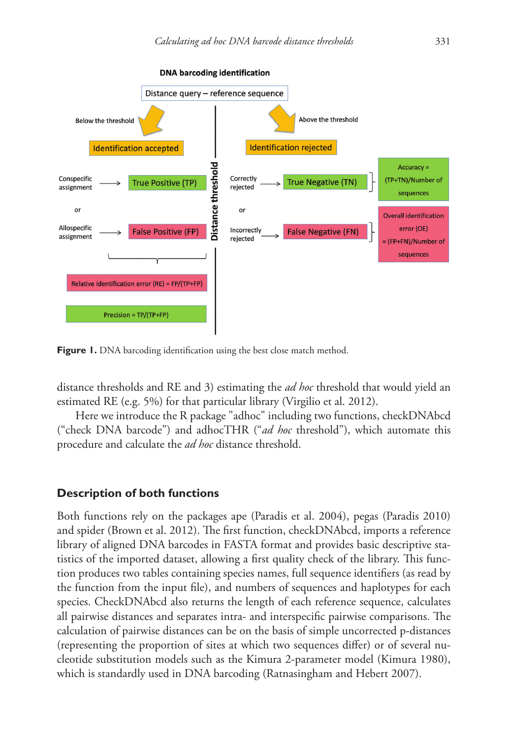**Figure 1.** DNA barcoding identification using the best close match method.

distance thresholds and RE and 3) estimating the *ad hoc* threshold that would yield an estimated RE (e.g. 5%) for that particular library (Virgilio et al. 2012).

Here we introduce the R package "adhoc" including two functions, checkDNAbcd ("check DNA barcode") and adhocTHR ("*ad hoc* threshold"), which automate this procedure and calculate the *ad hoc* distance threshold.

## Description of both functions

Both functions rely on the packages ape (Paradis et al. 2004), pegas (Paradis 2010) and spider (Brown et al. 2012). The first function, checkDNAbcd, imports a reference library of aligned DNA barcodes in FASTA format and provides basic descriptive statistics of the imported dataset, allowing a first quality check of the library. This function produces two tables containing species names, full sequence identifiers (as read by the function from the input file), and numbers of sequences and haplotypes for each species. CheckDNAbcd also returns the length of each reference sequence, calculates all pairwise distances and separates intra- and interspecific pairwise comparisons. The calculation of pairwise distances can be on the basis of simple uncorrected p-distances (representing the proportion of sites at which two sequences differ) or of several nucleotide substitution models such as the Kimura 2-parameter model (Kimura 1980), which is standardly used in DNA barcoding (Ratnasingham and Hebert 2007).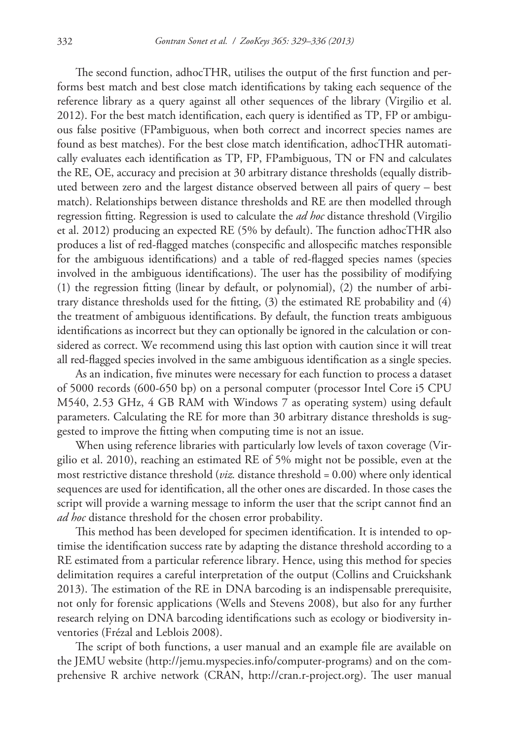The second function, adhocTHR, utilises the output of the first function and performs best match and best close match identifications by taking each sequence of the reference library as a query against all other sequences of the library (Virgilio et al. 2012). For the best match identification, each query is identified as TP, FP or ambiguous false positive (FPambiguous, when both correct and incorrect species names are found as best matches). For the best close match identification, adhocTHR automatically evaluates each identification as TP, FP, FPambiguous, TN or FN and calculates the RE, OE, accuracy and precision at 30 arbitrary distance thresholds (equally distributed between zero and the largest distance observed between all pairs of query – best match). Relationships between distance thresholds and RE are then modelled through regression fitting. Regression is used to calculate the *ad hoc* distance threshold (Virgilio et al. 2012) producing an expected RE (5% by default). The function adhocTHR also produces a list of red-flagged matches (conspecific and allospecific matches responsible for the ambiguous identifications) and a table of red-flagged species names (species involved in the ambiguous identifications). The user has the possibility of modifying (1) the regression fitting (linear by default, or polynomial), (2) the number of arbitrary distance thresholds used for the fitting, (3) the estimated RE probability and (4) the treatment of ambiguous identifications. By default, the function treats ambiguous identifications as incorrect but they can optionally be ignored in the calculation or considered as correct. We recommend using this last option with caution since it will treat all red-flagged species involved in the same ambiguous identification as a single species.

As an indication, five minutes were necessary for each function to process a dataset of 5000 records (600-650 bp) on a personal computer (processor Intel Core i5 CPU M540, 2.53 GHz, 4 GB RAM with Windows 7 as operating system) using default parameters. Calculating the RE for more than 30 arbitrary distance thresholds is suggested to improve the fitting when computing time is not an issue.

When using reference libraries with particularly low levels of taxon coverage (Virgilio et al. 2010), reaching an estimated RE of 5% might not be possible, even at the most restrictive distance threshold (*viz.* distance threshold = 0.00) where only identical sequences are used for identification, all the other ones are discarded. In those cases the script will provide a warning message to inform the user that the script cannot find an *ad hoc* distance threshold for the chosen error probability.

This method has been developed for specimen identification. It is intended to optimise the identification success rate by adapting the distance threshold according to a RE estimated from a particular reference library. Hence, using this method for species delimitation requires a careful interpretation of the output (Collins and Cruickshank 2013). The estimation of the RE in DNA barcoding is an indispensable prerequisite, not only for forensic applications (Wells and Stevens 2008), but also for any further research relying on DNA barcoding identifications such as ecology or biodiversity inventories (Frézal and Leblois 2008).

The script of both functions, a user manual and an example file are available on the JEMU website (http://jemu.myspecies.info/computer-programs) and on the comprehensive R archive network (CRAN, http://cran.r-project.org). The user manual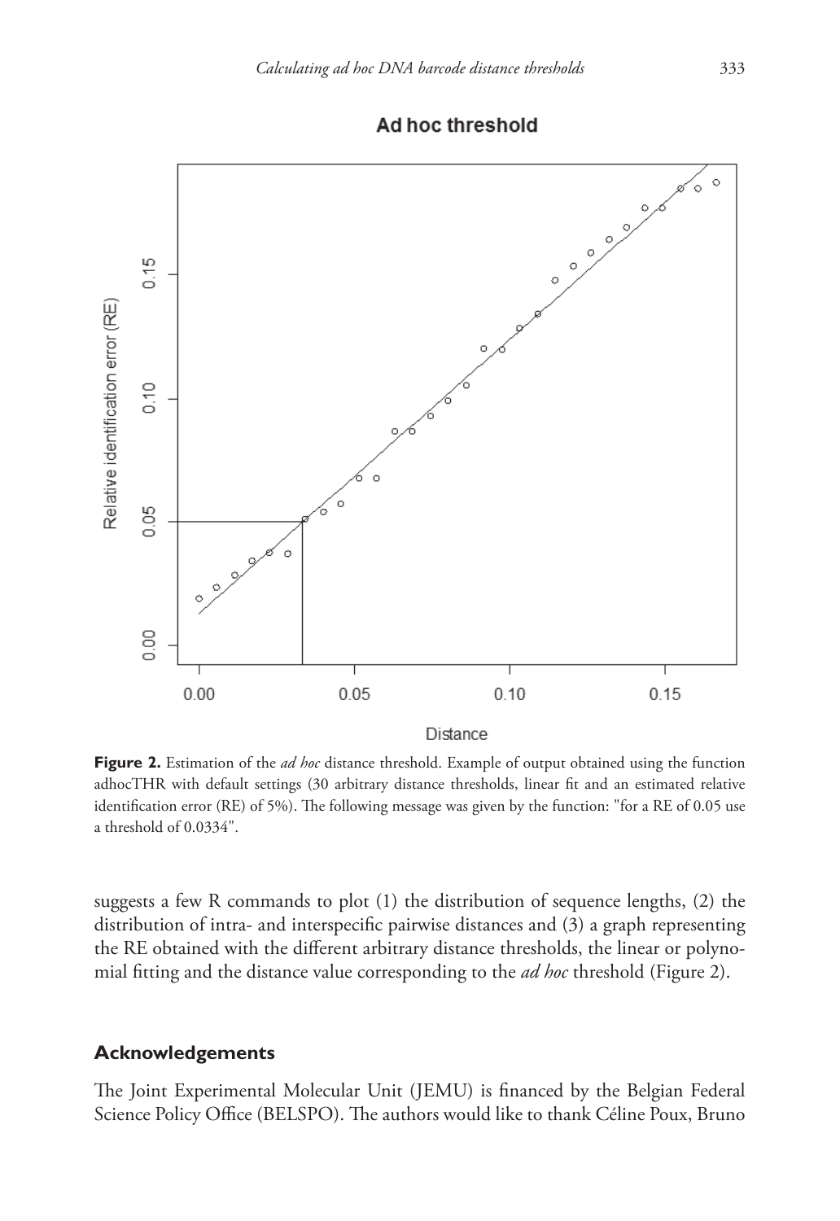**Figure 2.** Estimation of the *ad hoc* distance threshold. Example of output obtained using the function adhocTHR with default settings (30 arbitrary distance thresholds, linear fit and an estimated relative identification error (RE) of 5%). The following message was given by the function: "for a RE of 0.05 use a threshold of 0.0334".

suggests a few R commands to plot (1) the distribution of sequence lengths, (2) the distribution of intra- and interspecific pairwise distances and (3) a graph representing the RE obtained with the different arbitrary distance thresholds, the linear or polynomial fitting and the distance value corresponding to the *ad hoc* threshold (Figure 2).

## Acknowledgements

The Joint Experimental Molecular Unit (JEMU) is financed by the Belgian Federal Science Policy Office (BELSPO). The authors would like to thank Céline Poux, Bruno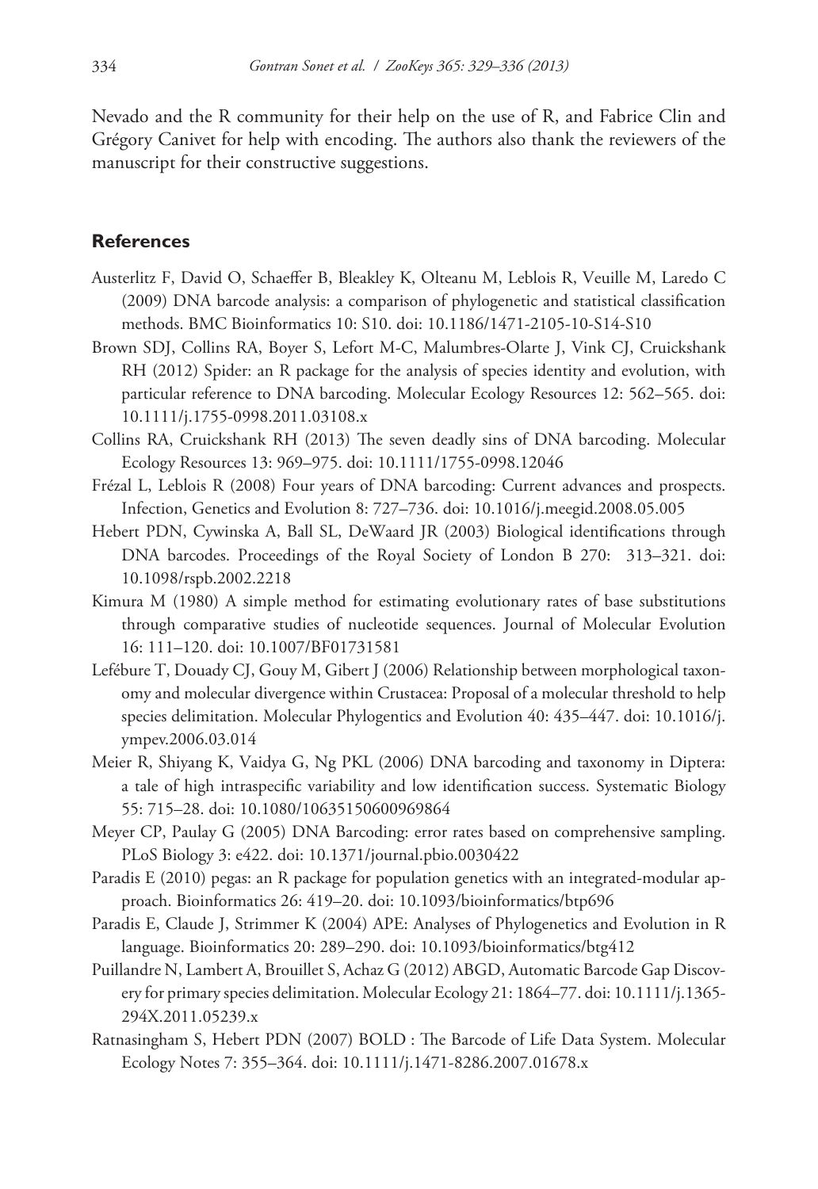Nevado and the R community for their help on the use of R, and Fabrice Clin and Grégory Canivet for help with encoding. The authors also thank the reviewers of the manuscript for their constructive suggestions.

## References

Austerlitz F, David O, Schaeffer B, Bleakley K, Olteanu M, Leblois R, Veuille M, Laredo C (2009) DNA barcode analysis: a comparison of phylogenetic and statistical classification methods. BMC Bioinformatics 10: S10. doi: 10.1186/1471-2105-10-S14-S10

Brown SDJ, Collins RA, Boyer S, Lefort M-C, Malumbres-Olarte J, Vink CJ, Cruickshank RH (2012) Spider: an R package for the analysis of species identity and evolution, with particular reference to DNA barcoding. Molecular Ecology Resources 12: 562–565. doi: 10.1111/j.1755-0998.2011.03108.x

Collins RA, Cruickshank RH (2013) The seven deadly sins of DNA barcoding. Molecular Ecology Resources 13: 969–975. doi: 10.1111/1755-0998.12046

Frézal L, Leblois R (2008) Four years of DNA barcoding: Current advances and prospects. Infection, Genetics and Evolution 8: 727–736. doi: 10.1016/j.meegid.2008.05.005

Hebert PDN, Cywinska A, Ball SL, DeWaard JR (2003) Biological identifications through DNA barcodes. Proceedings of the Royal Society of London B 270: 313–321. doi: 10.1098/rspb.2002.2218

Kimura M (1980) A simple method for estimating evolutionary rates of base substitutions through comparative studies of nucleotide sequences. Journal of Molecular Evolution 16: 111–120. doi: 10.1007/BF01731581

Lefébure T, Douady CJ, Gouy M, Gibert J (2006) Relationship between morphological taxonomy and molecular divergence within Crustacea: Proposal of a molecular threshold to help species delimitation. Molecular Phylogentics and Evolution 40: 435–447. doi: 10.1016/j.ympev.2006.03.014

Meier R, Shiyang K, Vaidya G, Ng PKL (2006) DNA barcoding and taxonomy in Diptera: a tale of high intraspecific variability and low identification success. Systematic Biology 55: 715–28. doi: 10.1080/10635150600969864

Meyer CP, Paulay G (2005) DNA Barcoding: error rates based on comprehensive sampling. PLoS Biology 3: e422. doi: 10.1371/journal.pbio.0030422

Paradis E (2010) pegas: an R package for population genetics with an integrated-modular approach. Bioinformatics 26: 419–20. doi: 10.1093/bioinformatics/btp696

Paradis E, Claude J, Strimmer K (2004) APE: Analyses of Phylogenetics and Evolution in R language. Bioinformatics 20: 289–290. doi: 10.1093/bioinformatics/btg412

Puillandre N, Lambert A, Brouillet S, Achaz G (2012) ABGD, Automatic Barcode Gap Discovery for primary species delimitation. Molecular Ecology 21: 1864–77. doi: 10.1111/j.1365-294X.2011.05239.x

Ratnasingham S, Hebert PDN (2007) BOLD : The Barcode of Life Data System. Molecular Ecology Notes 7: 355–364. doi: 10.1111/j.1471-8286.2007.01678.x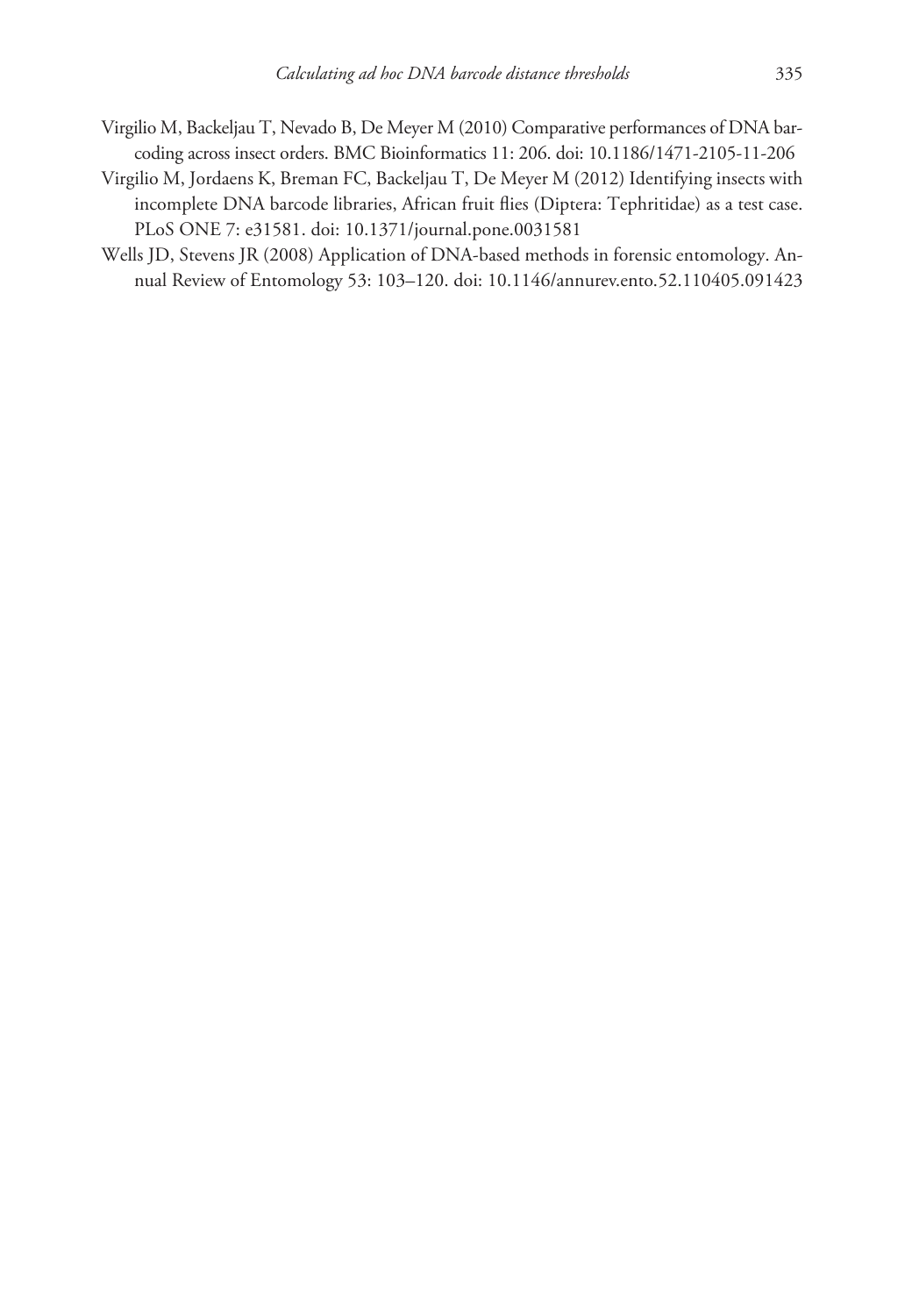Virgilio M, Backeljau T, Nevado B, De Meyer M (2010) Comparative performances of DNA barcoding across insect orders. BMC Bioinformatics 11: 206. doi: 10.1186/1471-2105-11-206

Virgilio M, Jordaens K, Breman FC, Backeljau T, De Meyer M (2012) Identifying insects with incomplete DNA barcode libraries, African fruit flies (Diptera: Tephritidae) as a test case. PLoS ONE 7: e31581. doi: 10.1371/journal.pone.0031581

Wells JD, Stevens JR (2008) Application of DNA-based methods in forensic entomology. Annual Review of Entomology 53: 103–120. doi: 10.1146/annurev.ento.52.110405.091423